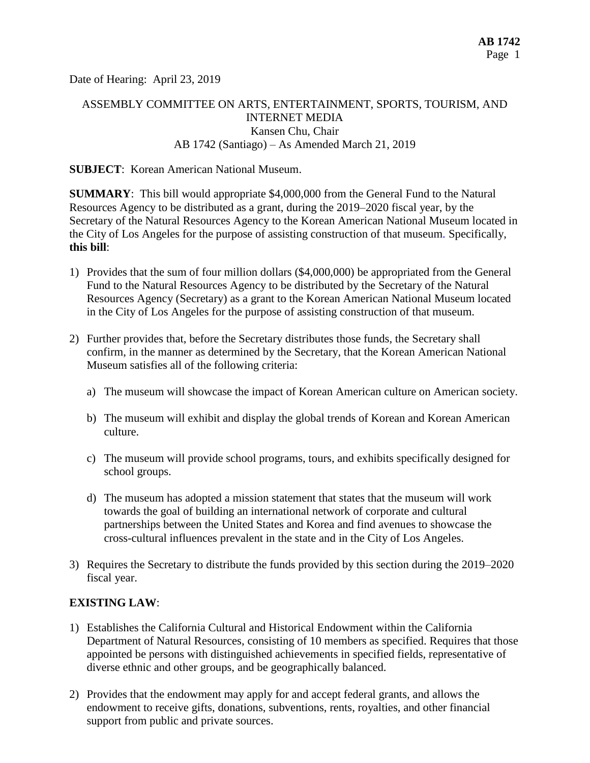Date of Hearing: April 23, 2019

ASSEMBLY COMMITTEE ON ARTS, ENTERTAINMENT, SPORTS, TOURISM, AND INTERNET MEDIA
Kansen Chu, Chair
AB 1742 (Santiago) – As Amended March 21, 2019

**SUBJECT**: Korean American National Museum.

**SUMMARY**: This bill would appropriate $4,000,000 from the General Fund to the Natural Resources Agency to be distributed as a grant, during the 2019–2020 fiscal year, by the Secretary of the Natural Resources Agency to the Korean American National Museum located in the City of Los Angeles for the purpose of assisting construction of that museum. Specifically, **this bill**:

1) Provides that the sum of four million dollars ($4,000,000) be appropriated from the General Fund to the Natural Resources Agency to be distributed by the Secretary of the Natural Resources Agency (Secretary) as a grant to the Korean American National Museum located in the City of Los Angeles for the purpose of assisting construction of that museum.

2) Further provides that, before the Secretary distributes those funds, the Secretary shall confirm, in the manner as determined by the Secretary, that the Korean American National Museum satisfies all of the following criteria:

   a) The museum will showcase the impact of Korean American culture on American society.

   b) The museum will exhibit and display the global trends of Korean and Korean American culture.

   c) The museum will provide school programs, tours, and exhibits specifically designed for school groups.

   d) The museum has adopted a mission statement that states that the museum will work towards the goal of building an international network of corporate and cultural partnerships between the United States and Korea and find avenues to showcase the cross-cultural influences prevalent in the state and in the City of Los Angeles.

3) Requires the Secretary to distribute the funds provided by this section during the 2019–2020 fiscal year.

**EXISTING LAW**:

1) Establishes the California Cultural and Historical Endowment within the California Department of Natural Resources, consisting of 10 members as specified. Requires that those appointed be persons with distinguished achievements in specified fields, representative of diverse ethnic and other groups, and be geographically balanced.

2) Provides that the endowment may apply for and accept federal grants, and allows the endowment to receive gifts, donations, subventions, rents, royalties, and other financial support from public and private sources.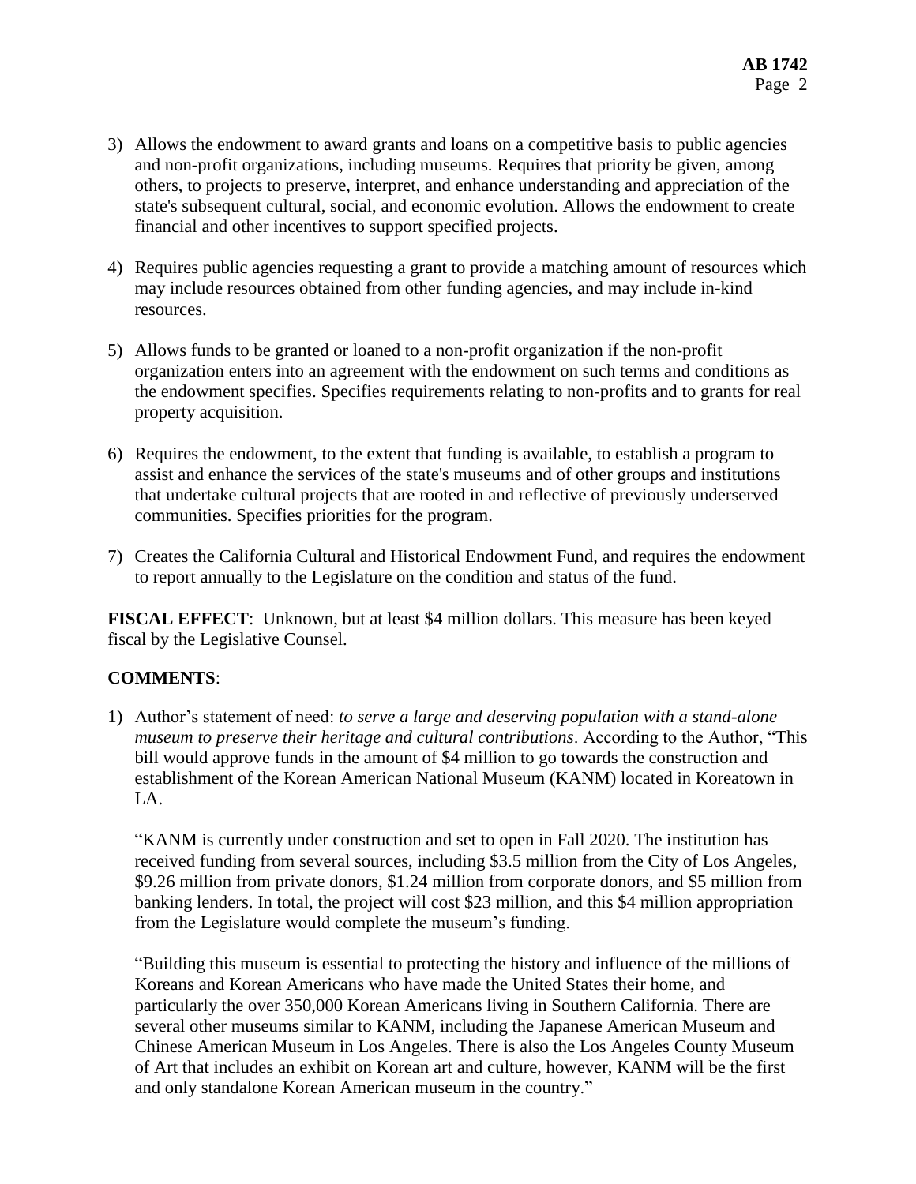3) Allows the endowment to award grants and loans on a competitive basis to public agencies and non-profit organizations, including museums. Requires that priority be given, among others, to projects to preserve, interpret, and enhance understanding and appreciation of the state's subsequent cultural, social, and economic evolution. Allows the endowment to create financial and other incentives to support specified projects.

4) Requires public agencies requesting a grant to provide a matching amount of resources which may include resources obtained from other funding agencies, and may include in-kind resources.

5) Allows funds to be granted or loaned to a non-profit organization if the non-profit organization enters into an agreement with the endowment on such terms and conditions as the endowment specifies. Specifies requirements relating to non-profits and to grants for real property acquisition.

6) Requires the endowment, to the extent that funding is available, to establish a program to assist and enhance the services of the state's museums and of other groups and institutions that undertake cultural projects that are rooted in and reflective of previously underserved communities. Specifies priorities for the program.

7) Creates the California Cultural and Historical Endowment Fund, and requires the endowment to report annually to the Legislature on the condition and status of the fund.

**FISCAL EFFECT**: Unknown, but at least $4 million dollars. This measure has been keyed fiscal by the Legislative Counsel.

**COMMENTS**:

1) Author's statement of need: *to serve a large and deserving population with a stand-alone museum to preserve their heritage and cultural contributions*. According to the Author, "This bill would approve funds in the amount of $4 million to go towards the construction and establishment of the Korean American National Museum (KANM) located in Koreatown in LA.

   "KANM is currently under construction and set to open in Fall 2020. The institution has received funding from several sources, including $3.5 million from the City of Los Angeles, $9.26 million from private donors, $1.24 million from corporate donors, and $5 million from banking lenders. In total, the project will cost $23 million, and this $4 million appropriation from the Legislature would complete the museum's funding.

   "Building this museum is essential to protecting the history and influence of the millions of Koreans and Korean Americans who have made the United States their home, and particularly the over 350,000 Korean Americans living in Southern California. There are several other museums similar to KANM, including the Japanese American Museum and Chinese American Museum in Los Angeles. There is also the Los Angeles County Museum of Art that includes an exhibit on Korean art and culture, however, KANM will be the first and only standalone Korean American museum in the country."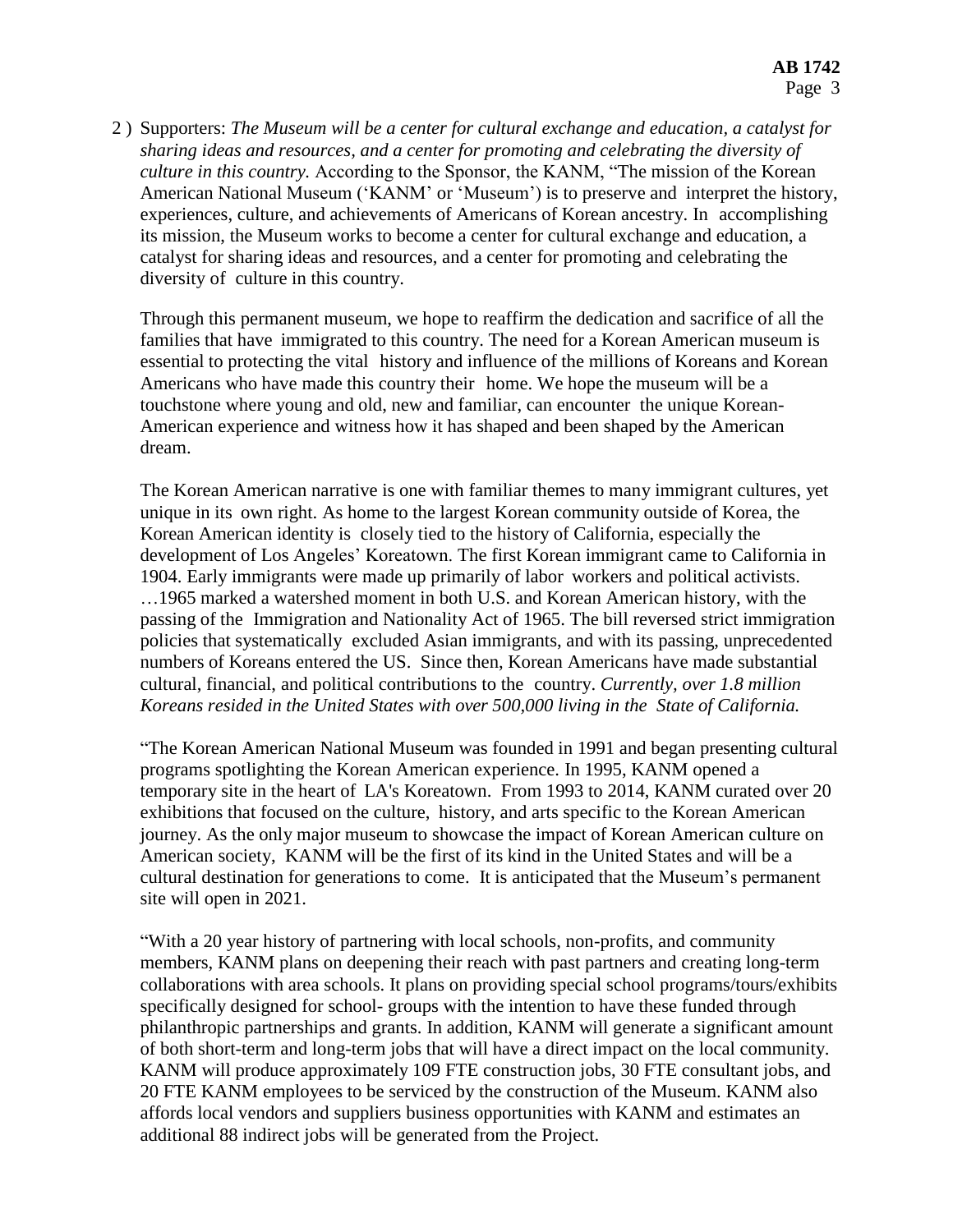2 ) Supporters: *The Museum will be a center for cultural exchange and education, a catalyst for sharing ideas and resources, and a center for promoting and celebrating the diversity of culture in this country.* According to the Sponsor, the KANM, "The mission of the Korean American National Museum ('KANM' or 'Museum') is to preserve and interpret the history, experiences, culture, and achievements of Americans of Korean ancestry. In accomplishing its mission, the Museum works to become a center for cultural exchange and education, a catalyst for sharing ideas and resources, and a center for promoting and celebrating the diversity of culture in this country.

Through this permanent museum, we hope to reaffirm the dedication and sacrifice of all the families that have immigrated to this country. The need for a Korean American museum is essential to protecting the vital history and influence of the millions of Koreans and Korean Americans who have made this country their home. We hope the museum will be a touchstone where young and old, new and familiar, can encounter the unique Korean-American experience and witness how it has shaped and been shaped by the American dream.

The Korean American narrative is one with familiar themes to many immigrant cultures, yet unique in its own right. As home to the largest Korean community outside of Korea, the Korean American identity is closely tied to the history of California, especially the development of Los Angeles' Koreatown. The first Korean immigrant came to California in 1904. Early immigrants were made up primarily of labor workers and political activists. …1965 marked a watershed moment in both U.S. and Korean American history, with the passing of the Immigration and Nationality Act of 1965. The bill reversed strict immigration policies that systematically excluded Asian immigrants, and with its passing, unprecedented numbers of Koreans entered the US. Since then, Korean Americans have made substantial cultural, financial, and political contributions to the country. *Currently, over 1.8 million Koreans resided in the United States with over 500,000 living in the State of California.*

"The Korean American National Museum was founded in 1991 and began presenting cultural programs spotlighting the Korean American experience. In 1995, KANM opened a temporary site in the heart of LA's Koreatown. From 1993 to 2014, KANM curated over 20 exhibitions that focused on the culture, history, and arts specific to the Korean American journey. As the only major museum to showcase the impact of Korean American culture on American society, KANM will be the first of its kind in the United States and will be a cultural destination for generations to come. It is anticipated that the Museum's permanent site will open in 2021.

"With a 20 year history of partnering with local schools, non-profits, and community members, KANM plans on deepening their reach with past partners and creating long-term collaborations with area schools. It plans on providing special school programs/tours/exhibits specifically designed for school- groups with the intention to have these funded through philanthropic partnerships and grants. In addition, KANM will generate a significant amount of both short-term and long-term jobs that will have a direct impact on the local community. KANM will produce approximately 109 FTE construction jobs, 30 FTE consultant jobs, and 20 FTE KANM employees to be serviced by the construction of the Museum. KANM also affords local vendors and suppliers business opportunities with KANM and estimates an additional 88 indirect jobs will be generated from the Project.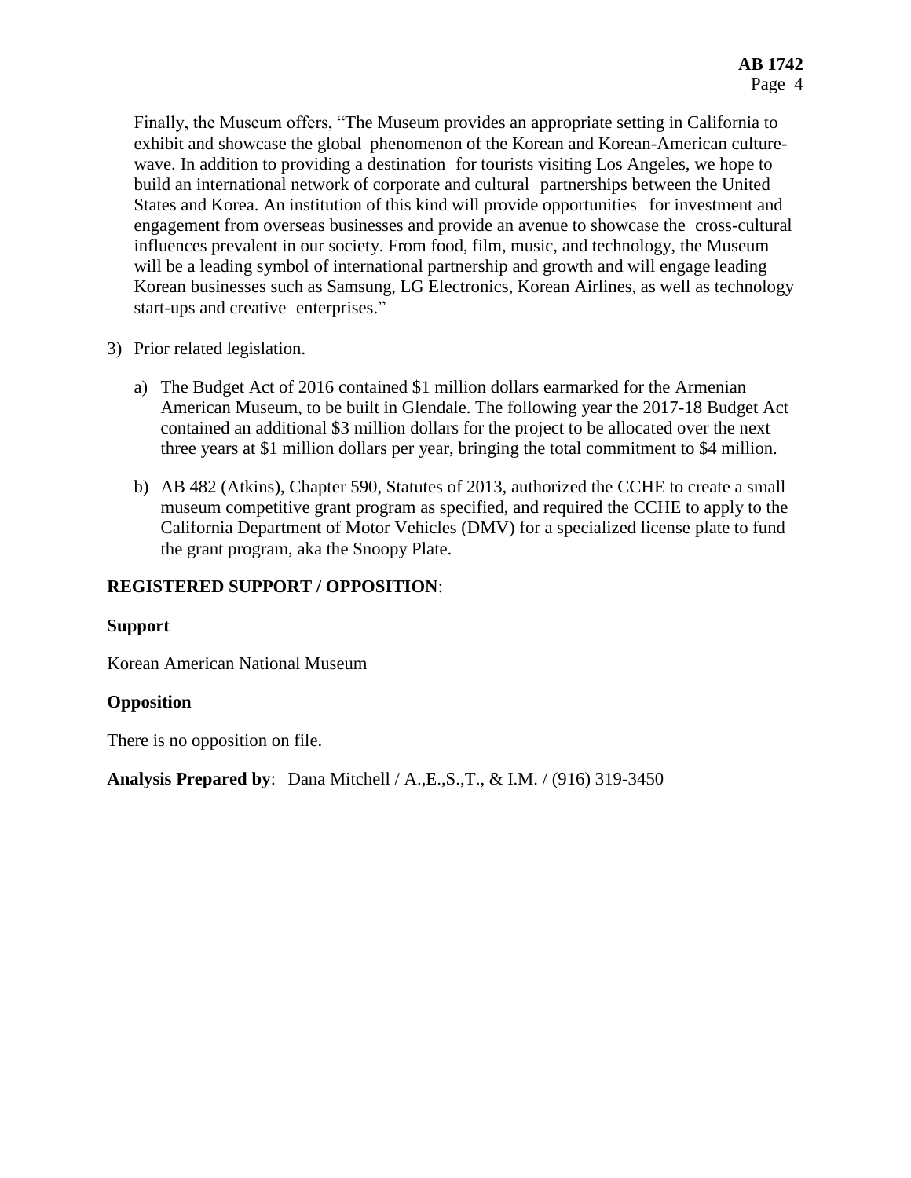Finally, the Museum offers, "The Museum provides an appropriate setting in California to exhibit and showcase the global phenomenon of the Korean and Korean-American culture-wave. In addition to providing a destination for tourists visiting Los Angeles, we hope to build an international network of corporate and cultural partnerships between the United States and Korea. An institution of this kind will provide opportunities for investment and engagement from overseas businesses and provide an avenue to showcase the cross-cultural influences prevalent in our society. From food, film, music, and technology, the Museum will be a leading symbol of international partnership and growth and will engage leading Korean businesses such as Samsung, LG Electronics, Korean Airlines, as well as technology start-ups and creative enterprises."

3) Prior related legislation.

   a) The Budget Act of 2016 contained $1 million dollars earmarked for the Armenian American Museum, to be built in Glendale. The following year the 2017-18 Budget Act contained an additional $3 million dollars for the project to be allocated over the next three years at $1 million dollars per year, bringing the total commitment to $4 million.

   b) AB 482 (Atkins), Chapter 590, Statutes of 2013, authorized the CCHE to create a small museum competitive grant program as specified, and required the CCHE to apply to the California Department of Motor Vehicles (DMV) for a specialized license plate to fund the grant program, aka the Snoopy Plate.

**REGISTERED SUPPORT / OPPOSITION**:

**Support**

Korean American National Museum

**Opposition**

There is no opposition on file.

**Analysis Prepared by**: Dana Mitchell / A.,E.,S.,T., & I.M. / (916) 319-3450